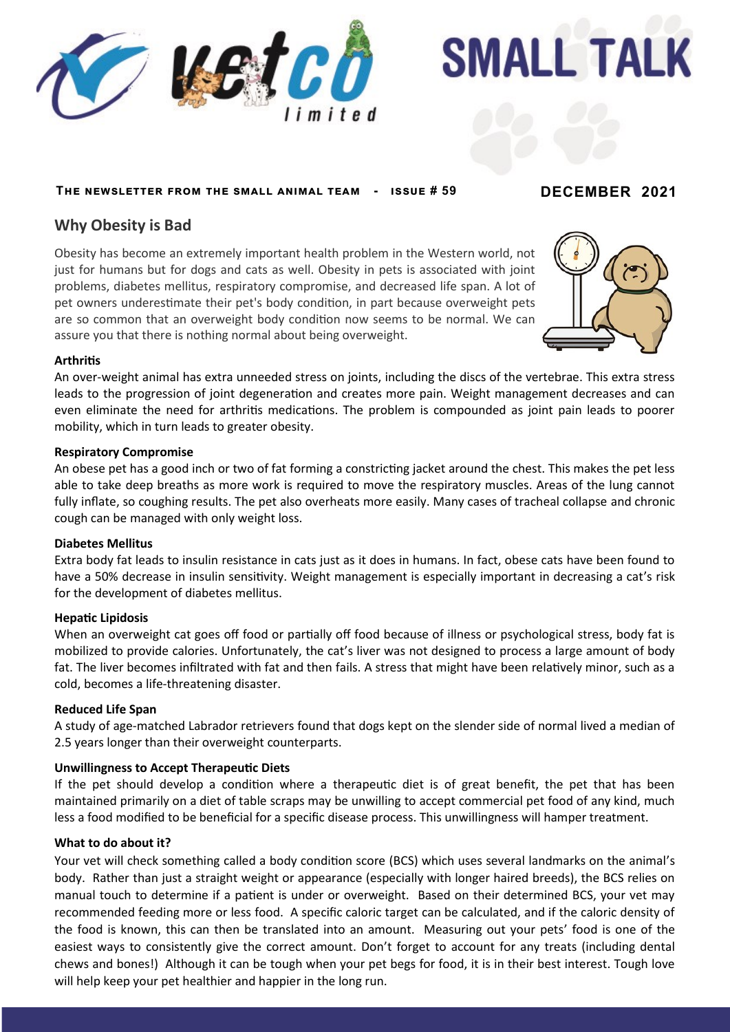# SMALL TALK

**THE NEWSLETTER FROM THE SMALL ANIMAL TEAM - ISSUE # 59** **DECEMBER 2021**

## Why Obesity is Bad

Obesity has become an extremely important health problem in the Western world, not just for humans but for dogs and cats as well. Obesity in pets is associated with joint problems, diabetes mellitus, respiratory compromise, and decreased life span. A lot of pet owners underestimate their pet's body condition, in part because overweight pets are so common that an overweight body condition now seems to be normal. We can assure you that there is nothing normal about being overweight.

**Arthritis**

An over-weight animal has extra unneeded stress on joints, including the discs of the vertebrae. This extra stress leads to the progression of joint degeneration and creates more pain. Weight management decreases and can even eliminate the need for arthritis medications. The problem is compounded as joint pain leads to poorer mobility, which in turn leads to greater obesity.

**Respiratory Compromise**

An obese pet has a good inch or two of fat forming a constricting jacket around the chest. This makes the pet less able to take deep breaths as more work is required to move the respiratory muscles. Areas of the lung cannot fully inflate, so coughing results. The pet also overheats more easily. Many cases of tracheal collapse and chronic cough can be managed with only weight loss.

**Diabetes Mellitus**

Extra body fat leads to insulin resistance in cats just as it does in humans. In fact, obese cats have been found to have a 50% decrease in insulin sensitivity. Weight management is especially important in decreasing a cat's risk for the development of diabetes mellitus.

**Hepatic Lipidosis**

When an overweight cat goes off food or partially off food because of illness or psychological stress, body fat is mobilized to provide calories. Unfortunately, the cat's liver was not designed to process a large amount of body fat. The liver becomes infiltrated with fat and then fails. A stress that might have been relatively minor, such as a cold, becomes a life-threatening disaster.

**Reduced Life Span**

A study of age-matched Labrador retrievers found that dogs kept on the slender side of normal lived a median of 2.5 years longer than their overweight counterparts.

**Unwillingness to Accept Therapeutic Diets**

If the pet should develop a condition where a therapeutic diet is of great benefit, the pet that has been maintained primarily on a diet of table scraps may be unwilling to accept commercial pet food of any kind, much less a food modified to be beneficial for a specific disease process. This unwillingness will hamper treatment.

**What to do about it?**

Your vet will check something called a body condition score (BCS) which uses several landmarks on the animal's body. Rather than just a straight weight or appearance (especially with longer haired breeds), the BCS relies on manual touch to determine if a patient is under or overweight. Based on their determined BCS, your vet may recommended feeding more or less food. A specific caloric target can be calculated, and if the caloric density of the food is known, this can then be translated into an amount. Measuring out your pets' food is one of the easiest ways to consistently give the correct amount. Don't forget to account for any treats (including dental chews and bones!) Although it can be tough when your pet begs for food, it is in their best interest. Tough love will help keep your pet healthier and happier in the long run.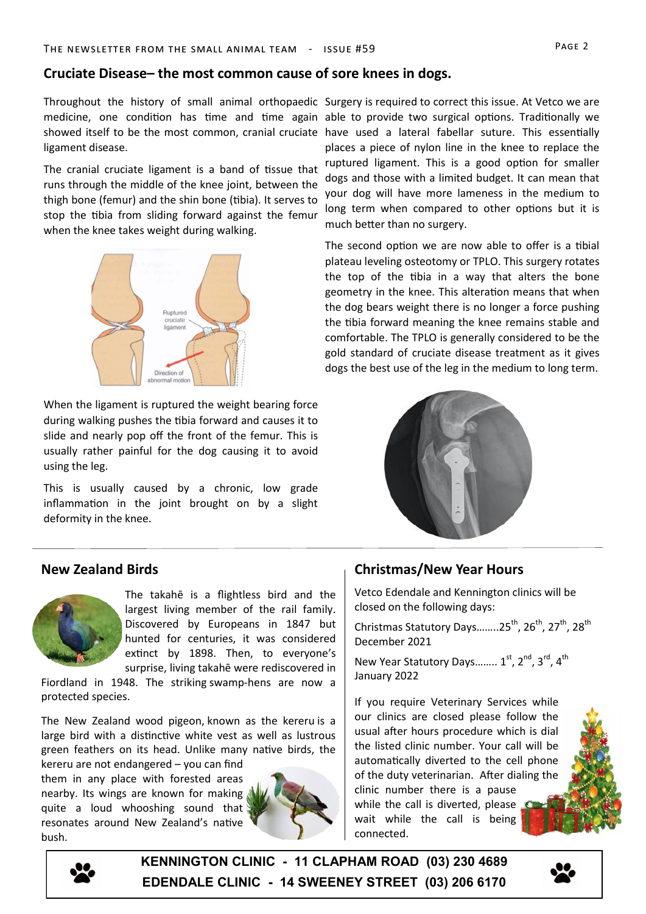## Cruciate Disease– the most common cause of sore knees in dogs.

Throughout the history of small animal orthopaedic medicine, one condition has time and time again showed itself to be the most common, cranial cruciate ligament disease.

The cranial cruciate ligament is a band of tissue that runs through the middle of the knee joint, between the thigh bone (femur) and the shin bone (tibia). It serves to stop the tibia from sliding forward against the femur when the knee takes weight during walking.

Ruptured cruciate ligament

Direction of abnormal motion

When the ligament is ruptured the weight bearing force during walking pushes the tibia forward and causes it to slide and nearly pop off the front of the femur. This is usually rather painful for the dog causing it to avoid using the leg.

This is usually caused by a chronic, low grade inflammation in the joint brought on by a slight deformity in the knee.

Surgery is required to correct this issue. At Vetco we are able to provide two surgical options. Traditionally we have used a lateral fabellar suture. This essentially places a piece of nylon line in the knee to replace the ruptured ligament. This is a good option for smaller dogs and those with a limited budget. It can mean that your dog will have more lameness in the medium to long term when compared to other options but it is much better than no surgery.

The second option we are now able to offer is a tibial plateau leveling osteotomy or TPLO. This surgery rotates the top of the tibia in a way that alters the bone geometry in the knee. This alteration means that when the dog bears weight there is no longer a force pushing the tibia forward meaning the knee remains stable and comfortable. The TPLO is generally considered to be the gold standard of cruciate disease treatment as it gives dogs the best use of the leg in the medium to long term.

## New Zealand Birds

The takahē is a flightless bird and the largest living member of the rail family. Discovered by Europeans in 1847 but hunted for centuries, it was considered extinct by 1898. Then, to everyone's surprise, living takahē were rediscovered in Fiordland in 1948. The striking swamp-hens are now a protected species.

The New Zealand wood pigeon, known as the kereru is a large bird with a distinctive white vest as well as lustrous green feathers on its head. Unlike many native birds, the kereru are not endangered – you can find them in any place with forested areas nearby. Its wings are known for making quite a loud whooshing sound that resonates around New Zealand's native bush.

## Christmas/New Year Hours

Vetco Edendale and Kennington clinics will be closed on the following days:

Christmas Statutory Days……..25th, 26th, 27th, 28th December 2021

New Year Statutory Days…….. 1st, 2nd, 3rd, 4th January 2022

If you require Veterinary Services while our clinics are closed please follow the usual after hours procedure which is dial the listed clinic number. Your call will be automatically diverted to the cell phone of the duty veterinarian. After dialing the clinic number there is a pause while the call is diverted, please wait while the call is being connected.

**KENNINGTON CLINIC - 11 CLAPHAM ROAD (03) 230 4689**

**EDENDALE CLINIC - 14 SWEENEY STREET (03) 206 6170**